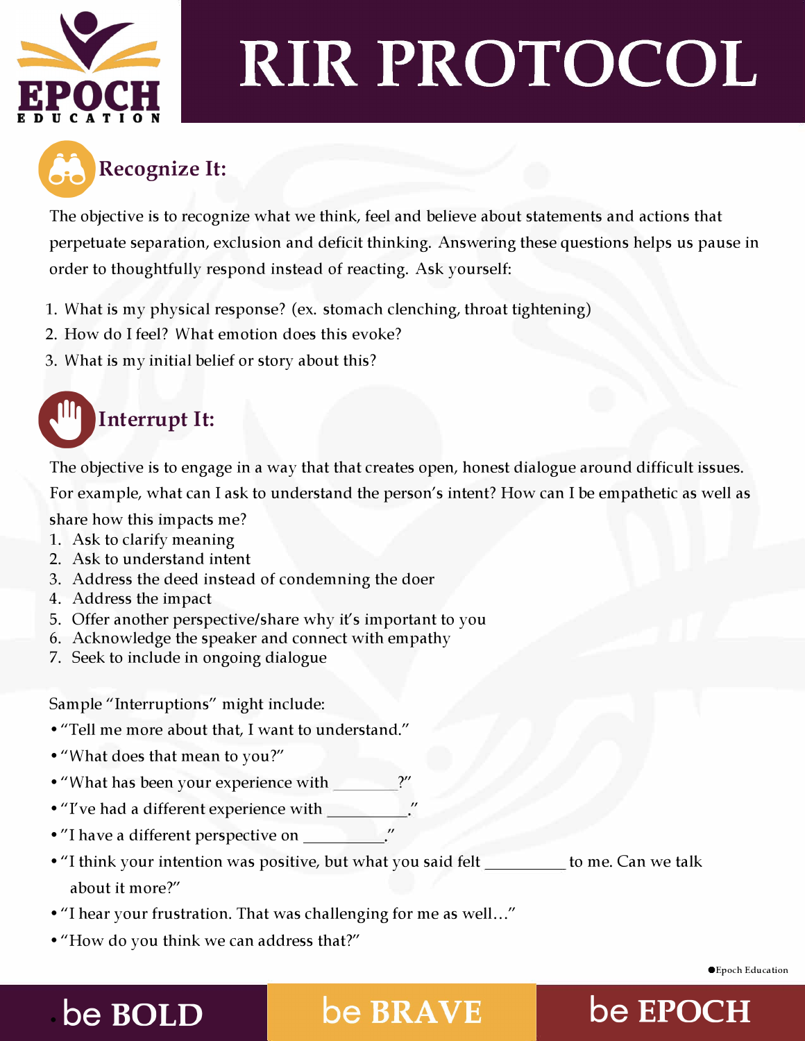# RIR PROTOCOL

## Recognize It:

The objective is to recognize what we think, feel and believe about statements and actions that perpetuate separation, exclusion and deficit thinking. Answering these questions helps us pause in order to thoughtfully respond instead of reacting. Ask yourself:

1. What is my physical response? (ex. stomach clenching, throat tightening)
2. How do I feel? What emotion does this evoke?
3. What is my initial belief or story about this?

## Interrupt It:

The objective is to engage in a way that that creates open, honest dialogue around difficult issues. For example, what can I ask to understand the person's intent? How can I be empathetic as well as share how this impacts me?

1. Ask to clarify meaning
2. Ask to understand intent
3. Address the deed instead of condemning the doer
4. Address the impact
5. Offer another perspective/share why it's important to you
6. Acknowledge the speaker and connect with empathy
7. Seek to include in ongoing dialogue

Sample "Interruptions" might include:

- "Tell me more about that, I want to understand."
- "What does that mean to you?"
- "What has been your experience with ________?"
- "I've had a different experience with __________."
- "I have a different perspective on __________."
- "I think your intention was positive, but what you said felt __________ to me. Can we talk about it more?"
- "I hear your frustration. That was challenging for me as well…"
- "How do you think we can address that?"

©Epoch Education

be BOLD | be BRAVE | be EPOCH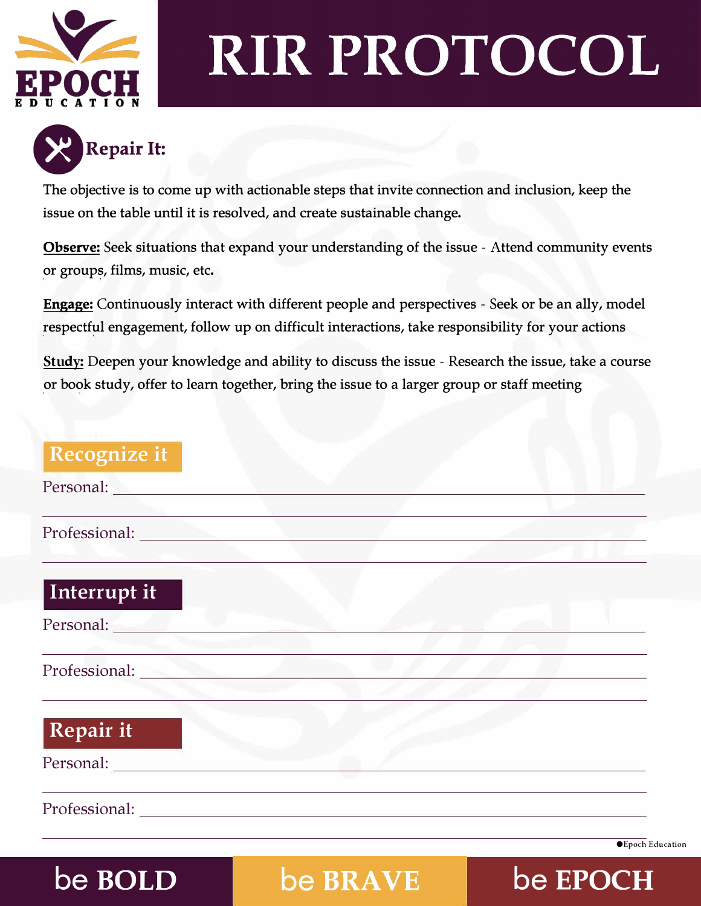# RIR PROTOCOL

## Repair It:

The objective is to come up with actionable steps that invite connection and inclusion, keep the issue on the table until it is resolved, and create sustainable change.

**Observe:** Seek situations that expand your understanding of the issue - Attend community events or groups, films, music, etc.

**Engage:** Continuously interact with different people and perspectives - Seek or be an ally, model respectful engagement, follow up on difficult interactions, take responsibility for your actions

**Study:** Deepen your knowledge and ability to discuss the issue - Research the issue, take a course or book study, offer to learn together, bring the issue to a larger group or staff meeting

### Recognize it

Personal: ____________________________________________

____________________________________________

Professional: ____________________________________________

____________________________________________

### Interrupt it

Personal: ____________________________________________

____________________________________________

Professional: ____________________________________________

____________________________________________

### Repair it

Personal: ____________________________________________

____________________________________________

Professional: ____________________________________________

____________________________________________

●Epoch Education

be BOLD | be BRAVE | be EPOCH